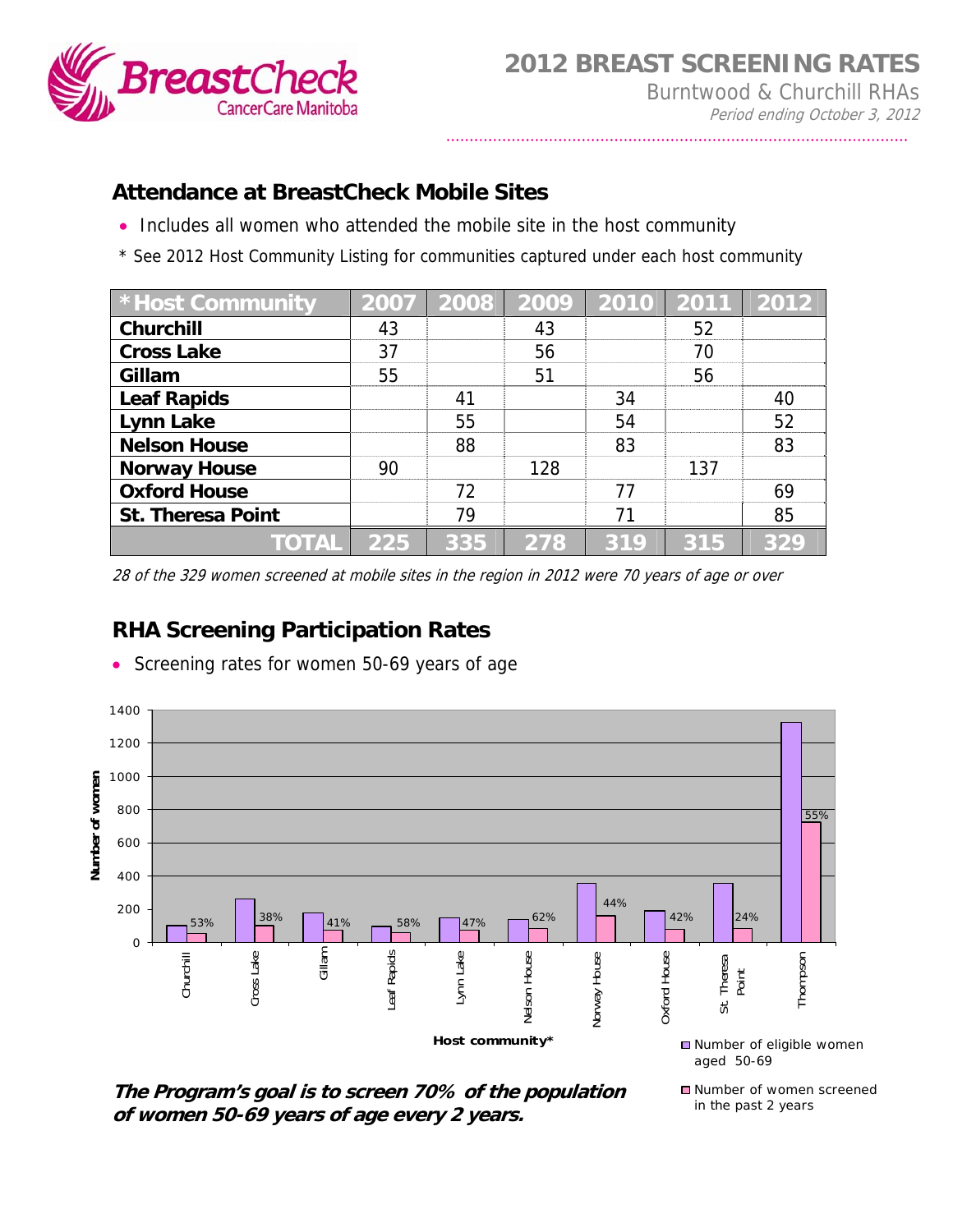# 2012 BREAST SCREENING RATES

Burntwood & Churchill RHAs

*Period ending October 3, 2012*

## Attendance at BreastCheck Mobile Sites

- Includes all women who attended the mobile site in the host community

\* See 2012 Host Community Listing for communities captured under each host community

| *Host Community | 2007 | 2008 | 2009 | 2010 | 2011 | 2012 |
|---|---|---|---|---|---|---|
| **Churchill** | 43 | | 43 | | 52 | |
| **Cross Lake** | 37 | | 56 | | 70 | |
| **Gillam** | 55 | | 51 | | 56 | |
| **Leaf Rapids** | | 41 | | 34 | | 40 |
| **Lynn Lake** | | 55 | | 54 | | 52 |
| **Nelson House** | | 88 | | 83 | | 83 |
| **Norway House** | 90 | | 128 | | 137 | |
| **Oxford House** | | 72 | | 77 | | 69 |
| **St. Theresa Point** | | 79 | | 71 | | 85 |
| **TOTAL** | **225** | **335** | **278** | **319** | **315** | **329** |

*28 of the 329 women screened at mobile sites in the region in 2012 were 70 years of age or over*

## RHA Screening Participation Rates

- Screening rates for women 50-69 years of age

| Host community* | Screening rate |
|---|---|
| Churchill | 53% |
| Cross Lake | 38% |
| Gillam | 41% |
| Leaf Rapids | 58% |
| Lynn Lake | 47% |
| Nelson House | 62% |
| Norway House | 44% |
| Oxford House | 42% |
| St. Theresa Point | 24% |
| Thompson | 55% |

Legend: Number of eligible women aged 50-69; Number of women screened in the past 2 years

***The Program's goal is to screen 70% of the population of women 50-69 years of age every 2 years.***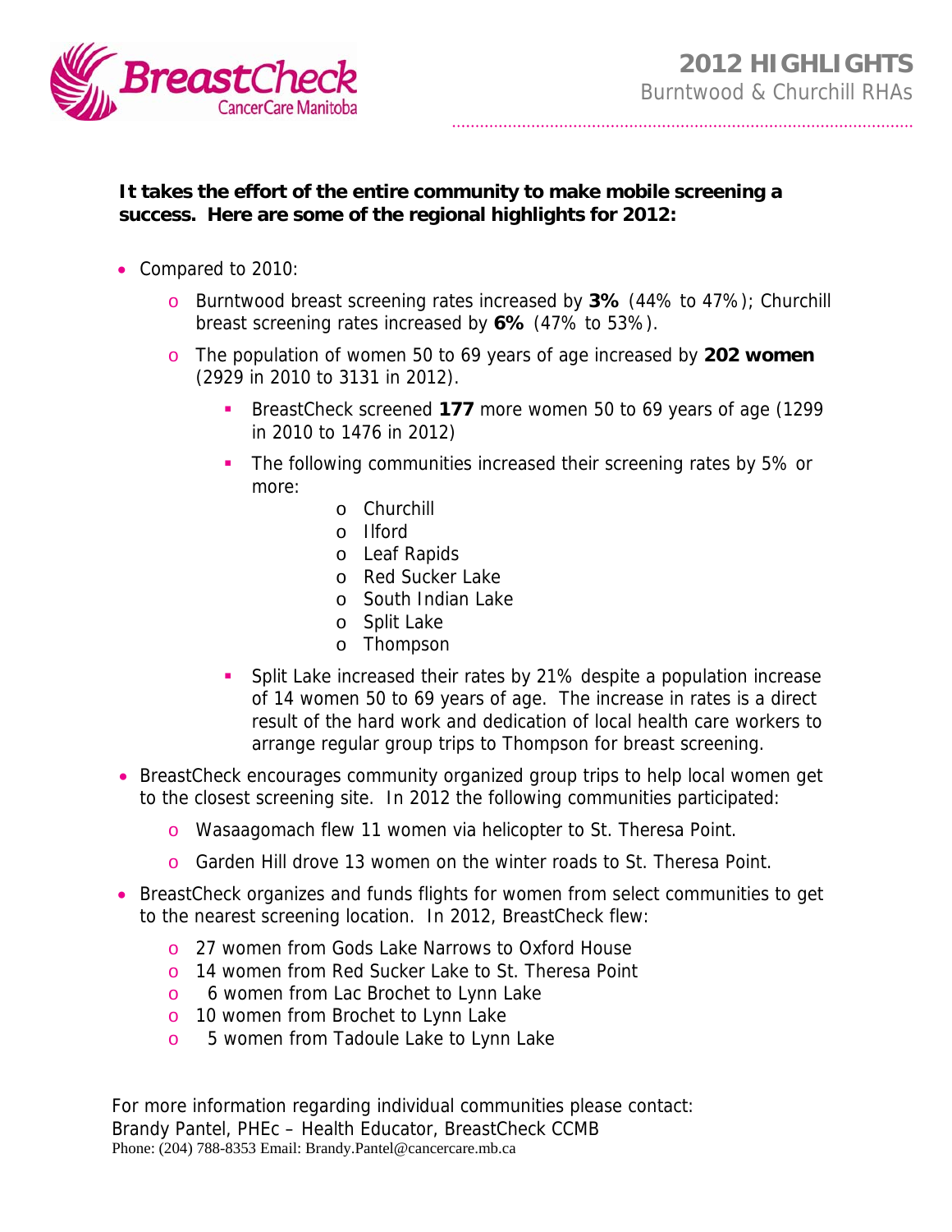# 2012 HIGHLIGHTS

Burntwood & Churchill RHAs

**It takes the effort of the entire community to make mobile screening a success. Here are some of the regional highlights for 2012:**

- Compared to 2010:
  - Burntwood breast screening rates increased by **3%** (44% to 47%); Churchill breast screening rates increased by **6%** (47% to 53%).
  - The population of women 50 to 69 years of age increased by **202 women** (2929 in 2010 to 3131 in 2012).
    - BreastCheck screened **177** more women 50 to 69 years of age (1299 in 2010 to 1476 in 2012)
    - The following communities increased their screening rates by 5% or more:
      - Churchill
      - Ilford
      - Leaf Rapids
      - Red Sucker Lake
      - South Indian Lake
      - Split Lake
      - Thompson
    - Split Lake increased their rates by 21% despite a population increase of 14 women 50 to 69 years of age. The increase in rates is a direct result of the hard work and dedication of local health care workers to arrange regular group trips to Thompson for breast screening.
- BreastCheck encourages community organized group trips to help local women get to the closest screening site. In 2012 the following communities participated:
  - Wasaagomach flew 11 women via helicopter to St. Theresa Point.
  - Garden Hill drove 13 women on the winter roads to St. Theresa Point.
- BreastCheck organizes and funds flights for women from select communities to get to the nearest screening location. In 2012, BreastCheck flew:
  - 27 women from Gods Lake Narrows to Oxford House
  - 14 women from Red Sucker Lake to St. Theresa Point
  - 6 women from Lac Brochet to Lynn Lake
  - 10 women from Brochet to Lynn Lake
  - 5 women from Tadoule Lake to Lynn Lake

For more information regarding individual communities please contact:
Brandy Pantel, PHEc – Health Educator, BreastCheck CCMB
Phone: (204) 788-8353 Email: Brandy.Pantel@cancercare.mb.ca